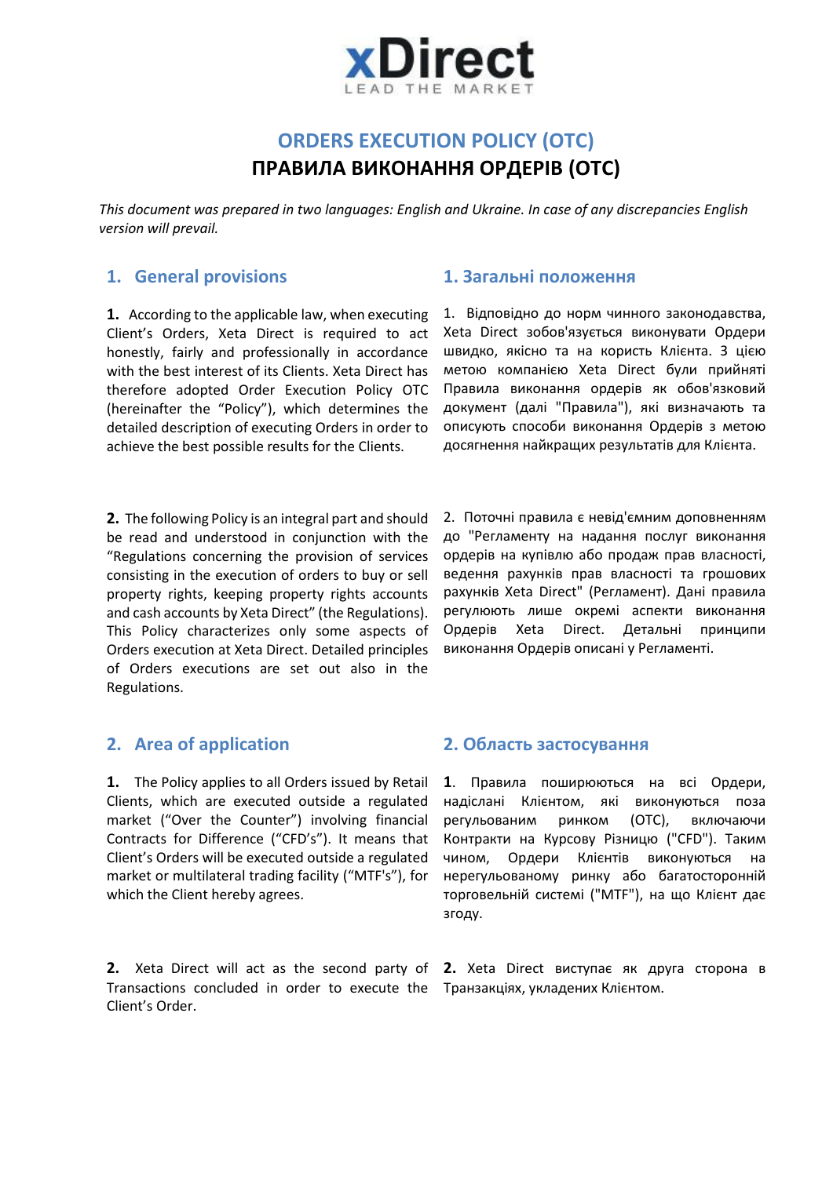xDirect
LEAD THE MARKET

# ORDERS EXECUTION POLICY (OTC)
# ПРАВИЛА ВИКОНАННЯ ОРДЕРІВ (OTC)

*This document was prepared in two languages: English and Ukraine. In case of any discrepancies English version will prevail.*

## 1. General provisions

**1.** According to the applicable law, when executing Client's Orders, Xeta Direct is required to act honestly, fairly and professionally in accordance with the best interest of its Clients. Xeta Direct has therefore adopted Order Execution Policy OTC (hereinafter the "Policy"), which determines the detailed description of executing Orders in order to achieve the best possible results for the Clients.

**2.** The following Policy is an integral part and should be read and understood in conjunction with the "Regulations concerning the provision of services consisting in the execution of orders to buy or sell property rights, keeping property rights accounts and cash accounts by Xeta Direct" (the Regulations). This Policy characterizes only some aspects of Orders execution at Xeta Direct. Detailed principles of Orders executions are set out also in the Regulations.

## 1. Загальні положення

1. Відповідно до норм чинного законодавства, Xeta Direct зобов'язується виконувати Ордери швидко, якісно та на користь Клієнта. З цією метою компанією Xeta Direct були прийняті Правила виконання ордерів як обов'язковий документ (далі "Правила"), які визначають та описують способи виконання Ордерів з метою досягнення найкращих результатів для Клієнта.

2. Поточні правила є невід'ємним доповненням до "Регламенту на надання послуг виконання ордерів на купівлю або продаж прав власності, ведення рахунків прав власності та грошових рахунків Xeta Direct" (Регламент). Дані правила регулюють лише окремі аспекти виконання Ордерів Xeta Direct. Детальні принципи виконання Ордерів описані у Регламенті.

## 2. Area of application

**1.** The Policy applies to all Orders issued by Retail Clients, which are executed outside a regulated market ("Over the Counter") involving financial Contracts for Difference ("CFD's"). It means that Client's Orders will be executed outside a regulated market or multilateral trading facility ("MTF's"), for which the Client hereby agrees.

**2.** Xeta Direct will act as the second party of Transactions concluded in order to execute the Client's Order.

## 2. Область застосування

**1**. Правила поширюються на всі Ордери, надіслані Клієнтом, які виконуються поза регульованим ринком (OTC), включаючи Контракти на Курсову Різницю ("CFD"). Таким чином, Ордери Клієнтів виконуються на нерегульованому ринку або багатосторонній торговельній системі ("MTF"), на що Клієнт дає згоду.

**2.** Xeta Direct виступає як друга сторона в Транзакціях, укладених Клієнтом.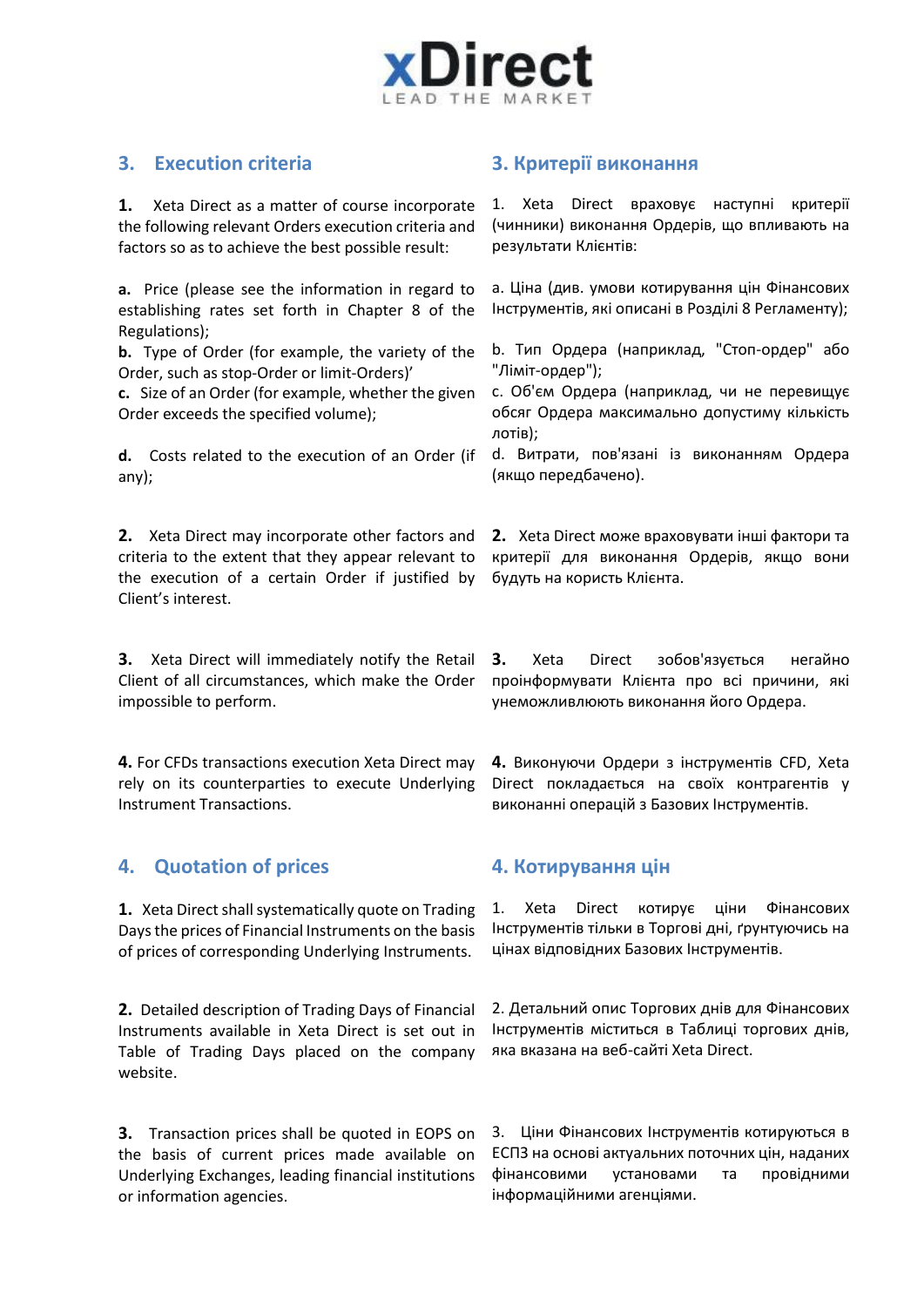## 3. Execution criteria

**1.** Xeta Direct as a matter of course incorporate the following relevant Orders execution criteria and factors so as to achieve the best possible result:

**a.** Price (please see the information in regard to establishing rates set forth in Chapter 8 of the Regulations);
**b.** Type of Order (for example, the variety of the Order, such as stop-Order or limit-Orders)'
**c.** Size of an Order (for example, whether the given Order exceeds the specified volume);

**d.** Costs related to the execution of an Order (if any);

**2.** Xeta Direct may incorporate other factors and criteria to the extent that they appear relevant to the execution of a certain Order if justified by Client's interest.

**3.** Xeta Direct will immediately notify the Retail Client of all circumstances, which make the Order impossible to perform.

**4.** For CFDs transactions execution Xeta Direct may rely on its counterparties to execute Underlying Instrument Transactions.

## 3. Критерії виконання

1. Xeta Direct враховує наступні критерії (чинники) виконання Ордерів, що впливають на результати Клієнтів:

a. Ціна (див. умови котирування цін Фінансових Інструментів, які описані в Розділі 8 Регламенту);

b. Тип Ордера (наприклад, "Стоп-ордер" або "Ліміт-ордер");
c. Об'єм Ордера (наприклад, чи не перевищує обсяг Ордера максимально допустиму кількість лотів);

d. Витрати, пов'язані із виконанням Ордера (якщо передбачено).

**2.** Xeta Direct може враховувати інші фактори та критерії для виконання Ордерів, якщо вони будуть на користь Клієнта.

**3.** Xeta Direct зобов'язується негайно проінформувати Клієнта про всі причини, які унеможливлюють виконання його Ордера.

**4.** Виконуючи Ордери з інструментів CFD, Xeta Direct покладається на своїх контрагентів у виконанні операцій з Базових Інструментів.

## 4. Quotation of prices

**1.** Xeta Direct shall systematically quote on Trading Days the prices of Financial Instruments on the basis of prices of corresponding Underlying Instruments.

**2.** Detailed description of Trading Days of Financial Instruments available in Xeta Direct is set out in Table of Trading Days placed on the company website.

**3.** Transaction prices shall be quoted in EOPS on the basis of current prices made available on Underlying Exchanges, leading financial institutions or information agencies.

## 4. Котирування цін

1. Xeta Direct котирує ціни Фінансових Інструментів тільки в Торгові дні, ґрунтуючись на цінах відповідних Базових Інструментів.

2. Детальний опис Торгових днів для Фінансових Інструментів міститься в Таблиці торгових днів, яка вказана на веб-сайті Xeta Direct.

3. Ціни Фінансових Інструментів котируються в ЕСПЗ на основі актуальних поточних цін, наданих фінансовими установами та провідними інформаційними агенціями.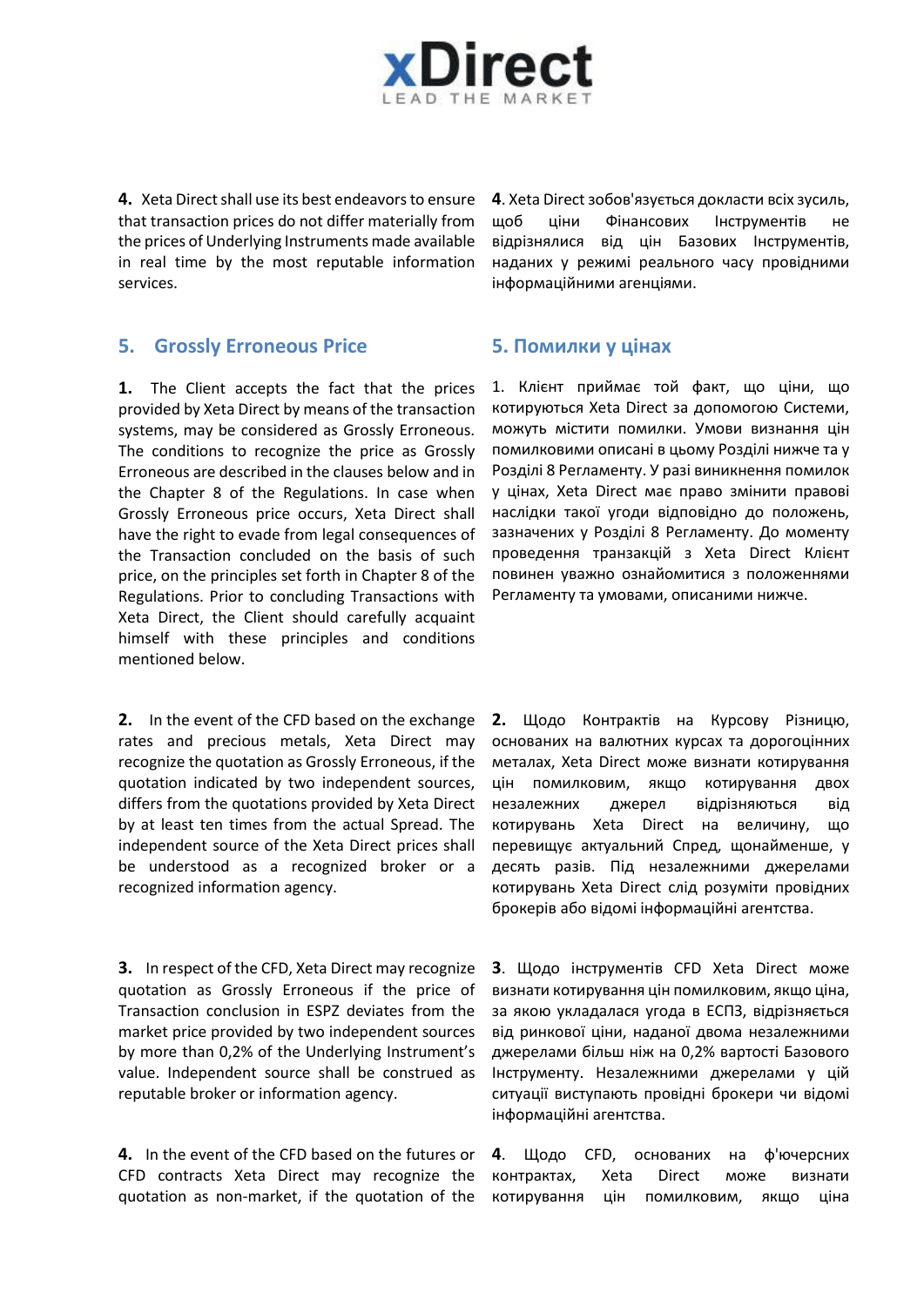**4.** Xeta Direct shall use its best endeavors to ensure that transaction prices do not differ materially from the prices of Underlying Instruments made available in real time by the most reputable information services.

**4**. Xeta Direct зобов'язується докласти всіх зусиль, щоб ціни Фінансових Інструментів не відрізнялися від цін Базових Інструментів, наданих у режимі реального часу провідними інформаційними агенціями.

## 5. Grossly Erroneous Price

## 5. Помилки у цінах

**1.** The Client accepts the fact that the prices provided by Xeta Direct by means of the transaction systems, may be considered as Grossly Erroneous. The conditions to recognize the price as Grossly Erroneous are described in the clauses below and in the Chapter 8 of the Regulations. In case when Grossly Erroneous price occurs, Xeta Direct shall have the right to evade from legal consequences of the Transaction concluded on the basis of such price, on the principles set forth in Chapter 8 of the Regulations. Prior to concluding Transactions with Xeta Direct, the Client should carefully acquaint himself with these principles and conditions mentioned below.

1. Клієнт приймає той факт, що ціни, що котируються Xeta Direct за допомогою Системи, можуть містити помилки. Умови визнання цін помилковими описані в цьому Розділі нижче та у Розділі 8 Регламенту. У разі виникнення помилок у цінах, Xeta Direct має право змінити правові наслідки такої угоди відповідно до положень, зазначених у Розділі 8 Регламенту. До моменту проведення транзакцій з Xeta Direct Клієнт повинен уважно ознайомитися з положеннями Регламенту та умовами, описаними нижче.

**2.** In the event of the CFD based on the exchange rates and precious metals, Xeta Direct may recognize the quotation as Grossly Erroneous, if the quotation indicated by two independent sources, differs from the quotations provided by Xeta Direct by at least ten times from the actual Spread. The independent source of the Xeta Direct prices shall be understood as a recognized broker or a recognized information agency.

**2.** Щодо Контрактів на Курсову Різницю, основаних на валютних курсах та дорогоцінних металах, Xeta Direct може визнати котирування цін помилковим, якщо котирування двох незалежних джерел відрізняються від котирувань Xeta Direct на величину, що перевищує актуальний Спред, щонайменше, у десять разів. Під незалежними джерелами котирувань Xeta Direct слід розуміти провідних брокерів або відомі інформаційні агентства.

**3.** In respect of the CFD, Xeta Direct may recognize quotation as Grossly Erroneous if the price of Transaction conclusion in ESPZ deviates from the market price provided by two independent sources by more than 0,2% of the Underlying Instrument's value. Independent source shall be construed as reputable broker or information agency.

**3**. Щодо інструментів CFD Xeta Direct може визнати котирування цін помилковим, якщо ціна, за якою укладалася угода в ЕСПЗ, відрізняється від ринкової ціни, наданої двома незалежними джерелами більш ніж на 0,2% вартості Базового Інструменту. Незалежними джерелами у цій ситуації виступають провідні брокери чи відомі інформаційні агентства.

**4.** In the event of the CFD based on the futures or CFD contracts Xeta Direct may recognize the quotation as non-market, if the quotation of the

**4**. Щодо CFD, основаних на ф'ючерсних контрактах, Xeta Direct може визнати котирування цін помилковим, якщо ціна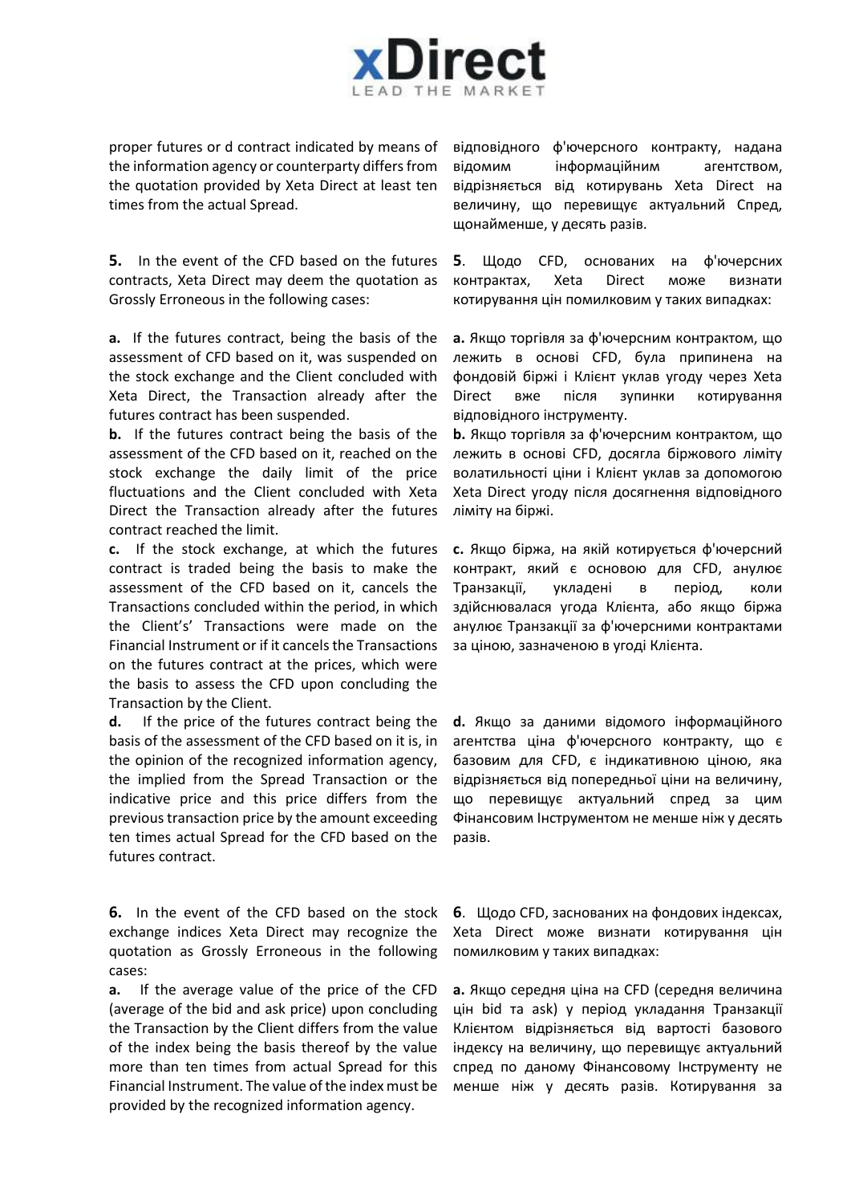proper futures or d contract indicated by means of the information agency or counterparty differs from the quotation provided by Xeta Direct at least ten times from the actual Spread.

відповідного ф'ючерсного контракту, надана відомим інформаційним агентством, відрізняється від котирувань Xeta Direct на величину, що перевищує актуальний Спред, щонайменше, у десять разів.

**5.** In the event of the CFD based on the futures contracts, Xeta Direct may deem the quotation as Grossly Erroneous in the following cases:

**5**. Щодо CFD, основаних на ф'ючерсних контрактах, Xeta Direct може визнати котирування цін помилковим у таких випадках:

**a.** If the futures contract, being the basis of the assessment of CFD based on it, was suspended on the stock exchange and the Client concluded with Xeta Direct, the Transaction already after the futures contract has been suspended.

**a.** Якщо торгівля за ф'ючерсним контрактом, що лежить в основі CFD, була припинена на фондовій біржі і Клієнт уклав угоду через Xeta Direct вже після зупинки котирування відповідного інструменту.

**b.** If the futures contract being the basis of the assessment of the CFD based on it, reached on the stock exchange the daily limit of the price fluctuations and the Client concluded with Xeta Direct the Transaction already after the futures contract reached the limit.

**b.** Якщо торгівля за ф'ючерсним контрактом, що лежить в основі CFD, досягла біржового ліміту волатильності ціни і Клієнт уклав за допомогою Xeta Direct угоду після досягнення відповідного ліміту на біржі.

**c.** If the stock exchange, at which the futures contract is traded being the basis to make the assessment of the CFD based on it, cancels the Transactions concluded within the period, in which the Client's' Transactions were made on the Financial Instrument or if it cancels the Transactions on the futures contract at the prices, which were the basis to assess the CFD upon concluding the Transaction by the Client.

**c.** Якщо біржа, на якій котирується ф'ючерсний контракт, який є основою для CFD, анулює Транзакції, укладені в період, коли здійснювалася угода Клієнта, або якщо біржа анулює Транзакції за ф'ючерсними контрактами за ціною, зазначеною в угоді Клієнта.

**d.** If the price of the futures contract being the basis of the assessment of the CFD based on it is, in the opinion of the recognized information agency, the implied from the Spread Transaction or the indicative price and this price differs from the previous transaction price by the amount exceeding ten times actual Spread for the CFD based on the futures contract.

**d.** Якщо за даними відомого інформаційного агентства ціна ф'ючерсного контракту, що є базовим для CFD, є індикативною ціною, яка відрізняється від попередньої ціни на величину, що перевищує актуальний спред за цим Фінансовим Інструментом не менше ніж у десять разів.

**6.** In the event of the CFD based on the stock exchange indices Xeta Direct may recognize the quotation as Grossly Erroneous in the following cases:

**6**. Щодо CFD, заснованих на фондових індексах, Xeta Direct може визнати котирування цін помилковим у таких випадках:

**a.** If the average value of the price of the CFD (average of the bid and ask price) upon concluding the Transaction by the Client differs from the value of the index being the basis thereof by the value more than ten times from actual Spread for this Financial Instrument. The value of the index must be provided by the recognized information agency.

**a.** Якщо середня ціна на CFD (середня величина цін bid та ask) у період укладання Транзакції Клієнтом відрізняється від вартості базового індексу на величину, що перевищує актуальний спред по даному Фінансовому Інструменту не менше ніж у десять разів. Котирування за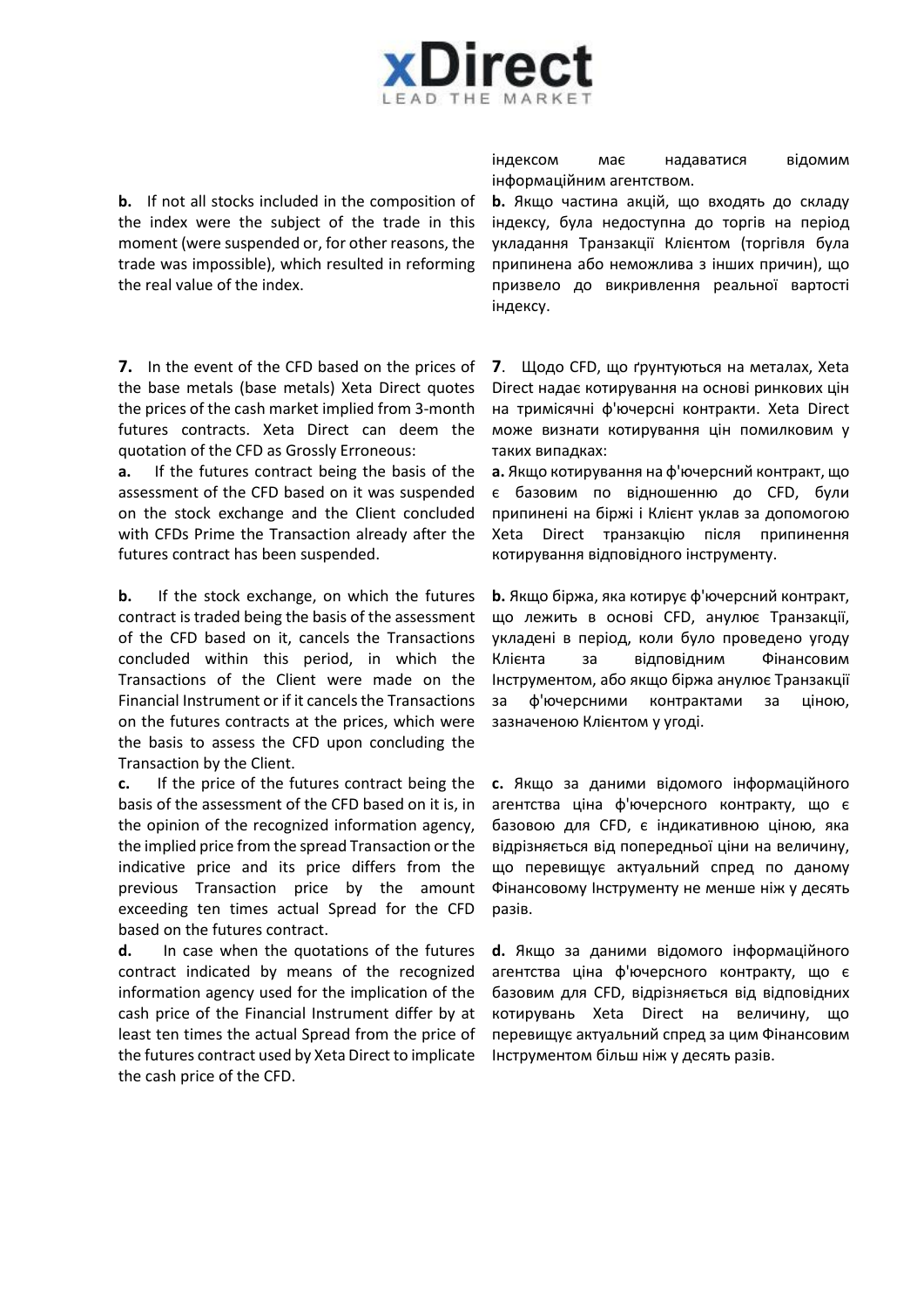індексом має надаватися відомим інформаційним агентством.

**b.** If not all stocks included in the composition of the index were the subject of the trade in this moment (were suspended or, for other reasons, the trade was impossible), which resulted in reforming the real value of the index.

**b.** Якщо частина акцій, що входять до складу індексу, була недоступна до торгів на період укладання Транзакції Клієнтом (торгівля була припинена або неможлива з інших причин), що призвело до викривлення реальної вартості індексу.

**7.** In the event of the CFD based on the prices of the base metals (base metals) Xeta Direct quotes the prices of the cash market implied from 3-month futures contracts. Xeta Direct can deem the quotation of the CFD as Grossly Erroneous:

**a.** If the futures contract being the basis of the assessment of the CFD based on it was suspended on the stock exchange and the Client concluded with CFDs Prime the Transaction already after the futures contract has been suspended.

**b.** If the stock exchange, on which the futures contract is traded being the basis of the assessment of the CFD based on it, cancels the Transactions concluded within this period, in which the Transactions of the Client were made on the Financial Instrument or if it cancels the Transactions on the futures contracts at the prices, which were the basis to assess the CFD upon concluding the Transaction by the Client.

**c.** If the price of the futures contract being the basis of the assessment of the CFD based on it is, in the opinion of the recognized information agency, the implied price from the spread Transaction or the indicative price and its price differs from the previous Transaction price by the amount exceeding ten times actual Spread for the CFD based on the futures contract.

**d.** In case when the quotations of the futures contract indicated by means of the recognized information agency used for the implication of the cash price of the Financial Instrument differ by at least ten times the actual Spread from the price of the futures contract used by Xeta Direct to implicate the cash price of the CFD.

**7**. Щодо CFD, що ґрунтуються на металах, Xeta Direct надає котирування на основі ринкових цін на тримісячні ф'ючерсні контракти. Xeta Direct може визнати котирування цін помилковим у таких випадках:

**a.** Якщо котирування на ф'ючерсний контракт, що є базовим по відношенню до CFD, були припинені на біржі і Клієнт уклав за допомогою Xeta Direct транзакцію після припинення котирування відповідного інструменту.

**b.** Якщо біржа, яка котирує ф'ючерсний контракт, що лежить в основі CFD, анулює Транзакції, укладені в період, коли було проведено угоду Клієнта за відповідним Фінансовим Інструментом, або якщо біржа анулює Транзакції за ф'ючерсними контрактами за ціною, зазначеною Клієнтом у угоді.

**c.** Якщо за даними відомого інформаційного агентства ціна ф'ючерсного контракту, що є базовою для CFD, є індикативною ціною, яка відрізняється від попередньої ціни на величину, що перевищує актуальний спред по даному Фінансовому Інструменту не менше ніж у десять разів.

**d.** Якщо за даними відомого інформаційного агентства ціна ф'ючерсного контракту, що є базовим для CFD, відрізняється від відповідних котирувань Xeta Direct на величину, що перевищує актуальний спред за цим Фінансовим Інструментом більш ніж у десять разів.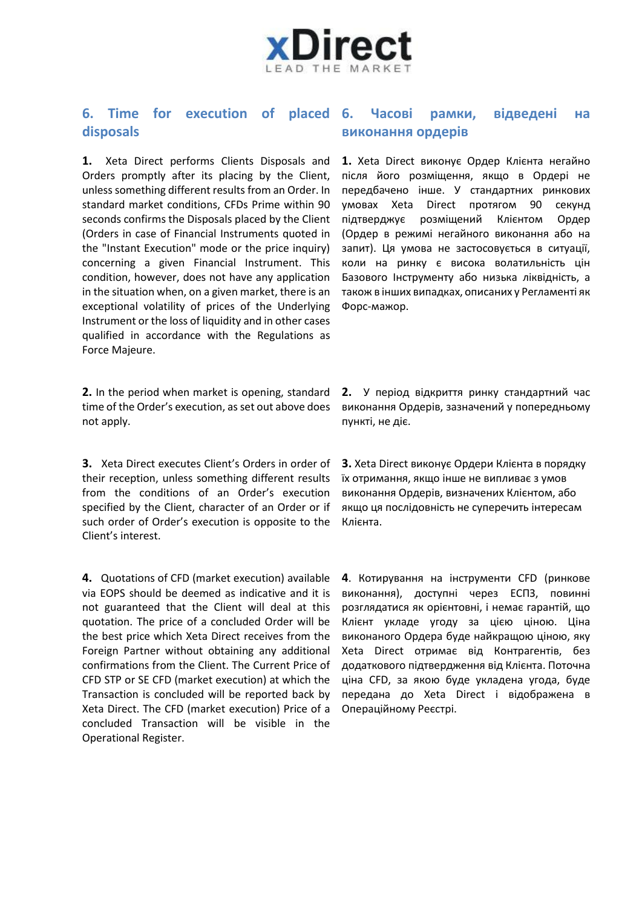## 6. Time for execution of placed disposals

**1.** Xeta Direct performs Clients Disposals and Orders promptly after its placing by the Client, unless something different results from an Order. In standard market conditions, CFDs Prime within 90 seconds confirms the Disposals placed by the Client (Orders in case of Financial Instruments quoted in the "Instant Execution" mode or the price inquiry) concerning a given Financial Instrument. This condition, however, does not have any application in the situation when, on a given market, there is an exceptional volatility of prices of the Underlying Instrument or the loss of liquidity and in other cases qualified in accordance with the Regulations as Force Majeure.

**2.** In the period when market is opening, standard time of the Order's execution, as set out above does not apply.

**3.** Xeta Direct executes Client's Orders in order of their reception, unless something different results from the conditions of an Order's execution specified by the Client, character of an Order or if such order of Order's execution is opposite to the Client's interest.

**4.** Quotations of CFD (market execution) available via EOPS should be deemed as indicative and it is not guaranteed that the Client will deal at this quotation. The price of a concluded Order will be the best price which Xeta Direct receives from the Foreign Partner without obtaining any additional confirmations from the Client. The Current Price of CFD STP or SE CFD (market execution) at which the Transaction is concluded will be reported back by Xeta Direct. The CFD (market execution) Price of a concluded Transaction will be visible in the Operational Register.

## 6. Часові рамки, відведені на виконання ордерів

**1.** Xeta Direct виконує Ордер Клієнта негайно після його розміщення, якщо в Ордері не передбачено інше. У стандартних ринкових умовах Xeta Direct протягом 90 секунд підтверджує розміщений Клієнтом Ордер (Ордер в режимі негайного виконання або на запит). Ця умова не застосовується в ситуації, коли на ринку є висока волатильність цін Базового Інструменту або низька ліквідність, а також в інших випадках, описаних у Регламенті як Форс-мажор.

**2.** У період відкриття ринку стандартний час виконання Ордерів, зазначений у попередньому пункті, не діє.

**3.** Xeta Direct виконує Ордери Клієнта в порядку їх отримання, якщо інше не випливає з умов виконання Ордерів, визначених Клієнтом, або якщо ця послідовність не суперечить інтересам Клієнта.

**4**. Котирування на інструменти CFD (ринкове виконання), доступні через ЕСПЗ, повинні розглядатися як орієнтовні, і немає гарантій, що Клієнт укладе угоду за цією ціною. Ціна виконаного Ордера буде найкращою ціною, яку Xeta Direct отримає від Контрагентів, без додаткового підтвердження від Клієнта. Поточна ціна CFD, за якою буде укладена угода, буде передана до Xeta Direct і відображена в Операційному Реєстрі.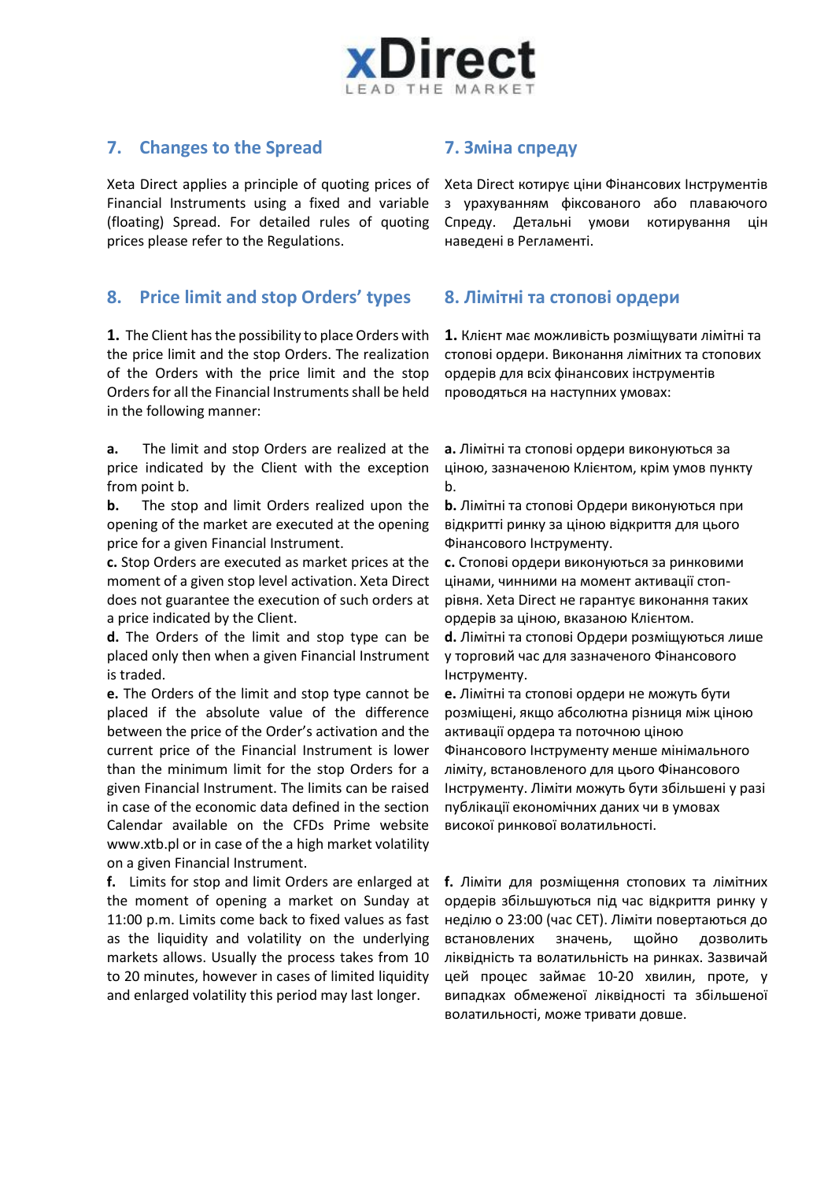## 7. Changes to the Spread

Xeta Direct applies a principle of quoting prices of Financial Instruments using a fixed and variable (floating) Spread. For detailed rules of quoting prices please refer to the Regulations.

## 7. Зміна спреду

Xeta Direct котирує ціни Фінансових Інструментів з урахуванням фіксованого або плаваючого Спреду. Детальні умови котирування цін наведені в Регламенті.

## 8. Price limit and stop Orders' types

**1.** The Client has the possibility to place Orders with the price limit and the stop Orders. The realization of the Orders with the price limit and the stop Orders for all the Financial Instruments shall be held in the following manner:

**a.** The limit and stop Orders are realized at the price indicated by the Client with the exception from point b.

**b.** The stop and limit Orders realized upon the opening of the market are executed at the opening price for a given Financial Instrument.

**c.** Stop Orders are executed as market prices at the moment of a given stop level activation. Xeta Direct does not guarantee the execution of such orders at a price indicated by the Client.

**d.** The Orders of the limit and stop type can be placed only then when a given Financial Instrument is traded.

**e.** The Orders of the limit and stop type cannot be placed if the absolute value of the difference between the price of the Order's activation and the current price of the Financial Instrument is lower than the minimum limit for the stop Orders for a given Financial Instrument. The limits can be raised in case of the economic data defined in the section Calendar available on the CFDs Prime website www.xtb.pl or in case of the a high market volatility on a given Financial Instrument.

**f.** Limits for stop and limit Orders are enlarged at the moment of opening a market on Sunday at 11:00 p.m. Limits come back to fixed values as fast as the liquidity and volatility on the underlying markets allows. Usually the process takes from 10 to 20 minutes, however in cases of limited liquidity and enlarged volatility this period may last longer.

## 8. Лімітні та стопові ордери

**1.** Клієнт має можливість розміщувати лімітні та стопові ордери. Виконання лімітних та стопових ордерів для всіх фінансових інструментів проводяться на наступних умовах:

**a.** Лімітні та стопові ордери виконуються за ціною, зазначеною Клієнтом, крім умов пункту b.

**b.** Лімітні та стопові Ордери виконуються при відкритті ринку за ціною відкриття для цього Фінансового Інструменту.

**c.** Стопові ордери виконуються за ринковими цінами, чинними на момент активації стоп-рівня. Xeta Direct не гарантує виконання таких ордерів за ціною, вказаною Клієнтом.

**d.** Лімітні та стопові Ордери розміщуються лише у торговий час для зазначеного Фінансового Інструменту.

**e.** Лімітні та стопові ордери не можуть бути розміщені, якщо абсолютна різниця між ціною активації ордера та поточною ціною Фінансового Інструменту менше мінімального ліміту, встановленого для цього Фінансового Інструменту. Ліміти можуть бути збільшені у разі публікації економічних даних чи в умовах високої ринкової волатильності.

**f.** Ліміти для розміщення стопових та лімітних ордерів збільшуються під час відкриття ринку у неділю о 23:00 (час CET). Ліміти повертаються до встановлених значень, щойно дозволить ліквідність та волатильність на ринках. Зазвичай цей процес займає 10-20 хвилин, проте, у випадках обмеженої ліквідності та збільшеної волатильності, може тривати довше.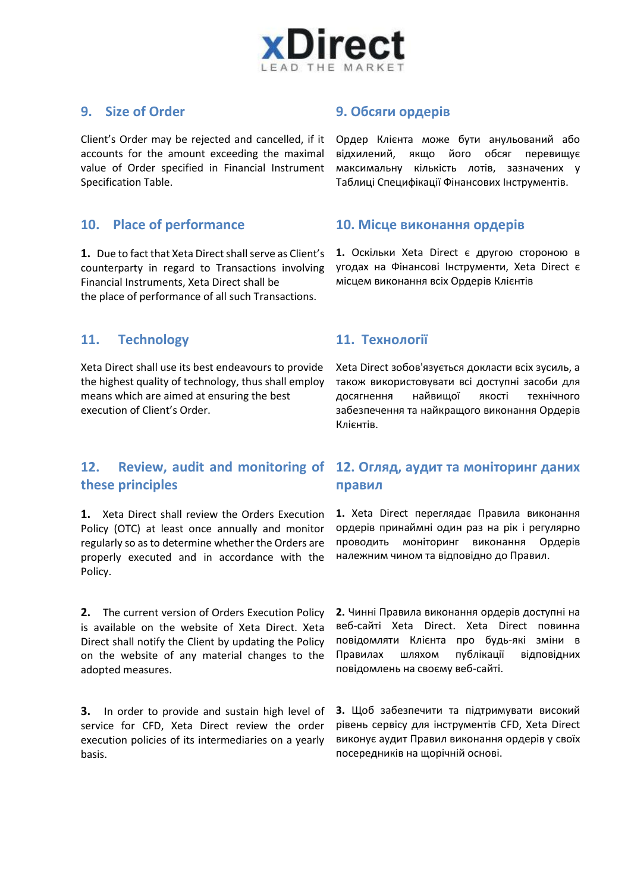## 9. Size of Order

Client's Order may be rejected and cancelled, if it accounts for the amount exceeding the maximal value of Order specified in Financial Instrument Specification Table.

## 9. Обсяги ордерів

Ордер Клієнта може бути анульований або відхилений, якщо його обсяг перевищує максимальну кількість лотів, зазначених у Таблиці Специфікації Фінансових Інструментів.

## 10. Place of performance

**1.** Due to fact that Xeta Direct shall serve as Client's counterparty in regard to Transactions involving Financial Instruments, Xeta Direct shall be the place of performance of all such Transactions.

## 10. Місце виконання ордерів

**1.** Оскільки Xeta Direct є другою стороною в угодах на Фінансові Інструменти, Xeta Direct є місцем виконання всіх Ордерів Клієнтів

## 11. Technology

Xeta Direct shall use its best endeavours to provide the highest quality of technology, thus shall employ means which are aimed at ensuring the best execution of Client's Order.

## 11. Технології

Xeta Direct зобов'язується докласти всіх зусиль, а також використовувати всі доступні засоби для досягнення найвищої якості технічного забезпечення та найкращого виконання Ордерів Клієнтів.

## 12. Review, audit and monitoring of these principles

**1.** Xeta Direct shall review the Orders Execution Policy (OTC) at least once annually and monitor regularly so as to determine whether the Orders are properly executed and in accordance with the Policy.

**2.** The current version of Orders Execution Policy is available on the website of Xeta Direct. Xeta Direct shall notify the Client by updating the Policy on the website of any material changes to the adopted measures.

**3.** In order to provide and sustain high level of service for CFD, Xeta Direct review the order execution policies of its intermediaries on a yearly basis.

## 12. Огляд, аудит та моніторинг даних правил

**1.** Xeta Direct переглядає Правила виконання ордерів принаймні один раз на рік і регулярно проводить моніторинг виконання Ордерів належним чином та відповідно до Правил.

**2.** Чинні Правила виконання ордерів доступні на веб-сайті Xeta Direct. Xeta Direct повинна повідомляти Клієнта про будь-які зміни в Правилах шляхом публікації відповідних повідомлень на своєму веб-сайті.

**3.** Щоб забезпечити та підтримувати високий рівень сервісу для інструментів CFD, Xeta Direct виконує аудит Правил виконання ордерів у своїх посередників на щорічній основі.